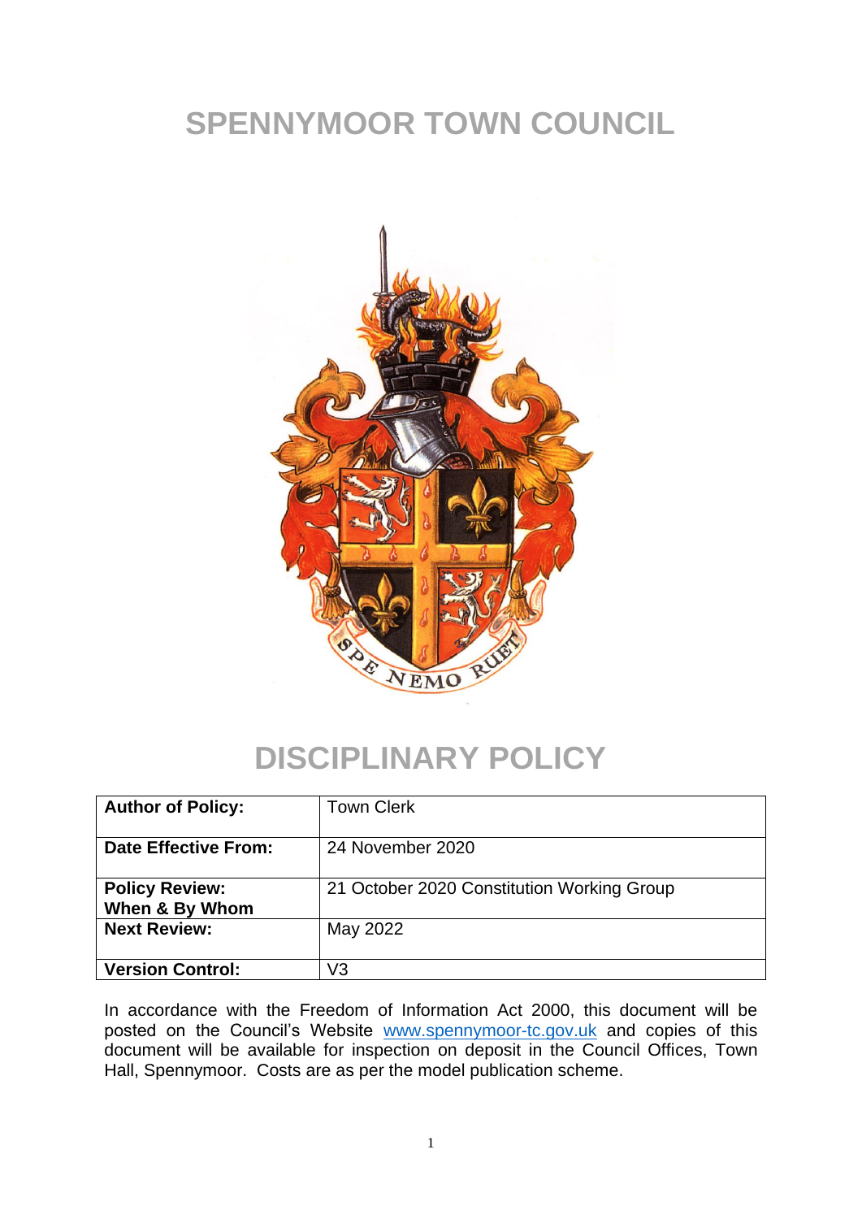# SPENNYMOOR TOWN COUNCIL

# DISCIPLINARY POLICY

| **Author of Policy:** | Town Clerk |
|---|---|
| **Date Effective From:** | 24 November 2020 |
| **Policy Review: When & By Whom** | 21 October 2020 Constitution Working Group |
| **Next Review:** | May 2022 |
| **Version Control:** | V3 |

In accordance with the Freedom of Information Act 2000, this document will be posted on the Council's Website www.spennymoor-tc.gov.uk and copies of this document will be available for inspection on deposit in the Council Offices, Town Hall, Spennymoor. Costs are as per the model publication scheme.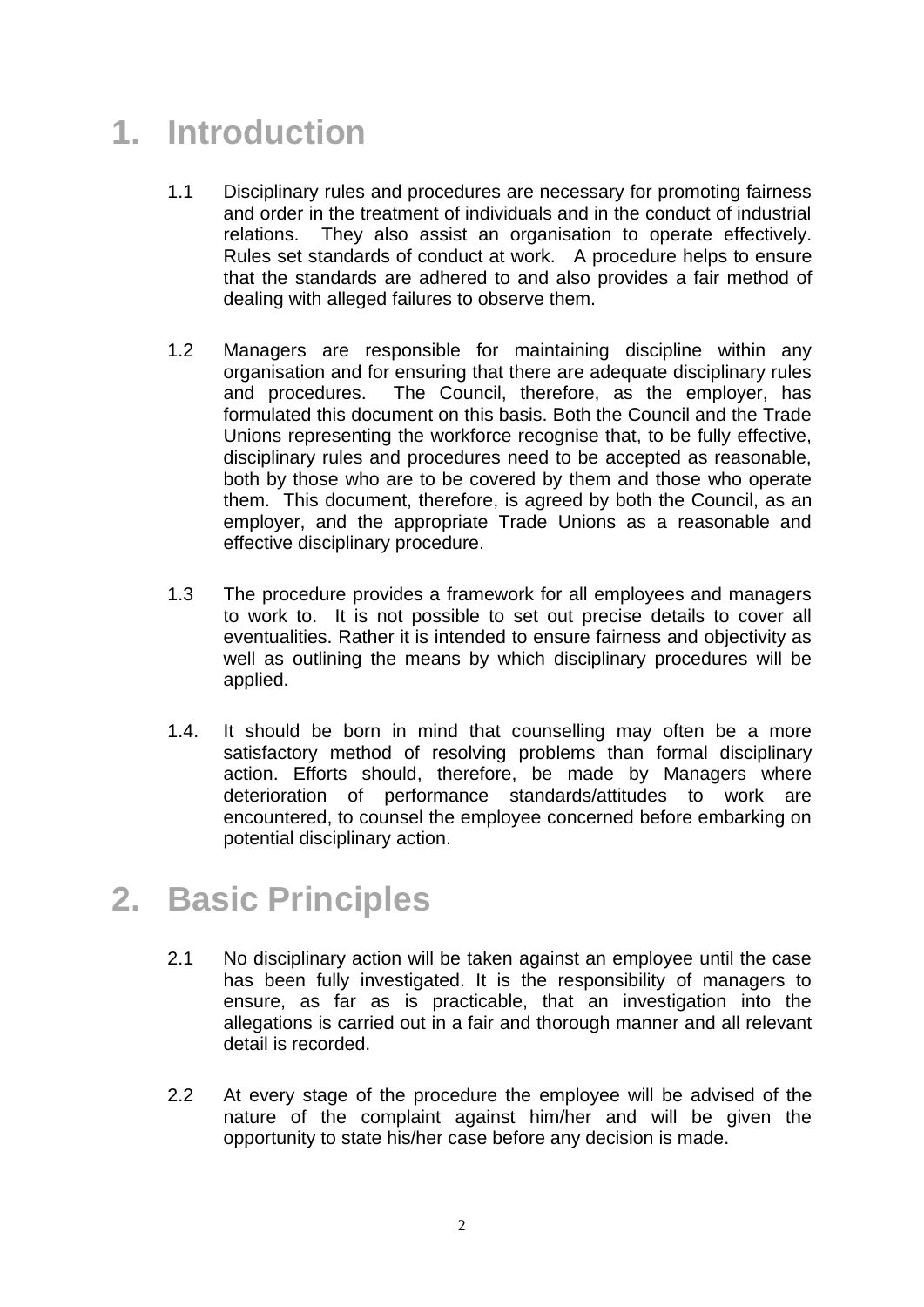# 1. Introduction

1.1 Disciplinary rules and procedures are necessary for promoting fairness and order in the treatment of individuals and in the conduct of industrial relations. They also assist an organisation to operate effectively. Rules set standards of conduct at work. A procedure helps to ensure that the standards are adhered to and also provides a fair method of dealing with alleged failures to observe them.

1.2 Managers are responsible for maintaining discipline within any organisation and for ensuring that there are adequate disciplinary rules and procedures. The Council, therefore, as the employer, has formulated this document on this basis. Both the Council and the Trade Unions representing the workforce recognise that, to be fully effective, disciplinary rules and procedures need to be accepted as reasonable, both by those who are to be covered by them and those who operate them. This document, therefore, is agreed by both the Council, as an employer, and the appropriate Trade Unions as a reasonable and effective disciplinary procedure.

1.3 The procedure provides a framework for all employees and managers to work to. It is not possible to set out precise details to cover all eventualities. Rather it is intended to ensure fairness and objectivity as well as outlining the means by which disciplinary procedures will be applied.

1.4. It should be born in mind that counselling may often be a more satisfactory method of resolving problems than formal disciplinary action. Efforts should, therefore, be made by Managers where deterioration of performance standards/attitudes to work are encountered, to counsel the employee concerned before embarking on potential disciplinary action.

# 2. Basic Principles

2.1 No disciplinary action will be taken against an employee until the case has been fully investigated. It is the responsibility of managers to ensure, as far as is practicable, that an investigation into the allegations is carried out in a fair and thorough manner and all relevant detail is recorded.

2.2 At every stage of the procedure the employee will be advised of the nature of the complaint against him/her and will be given the opportunity to state his/her case before any decision is made.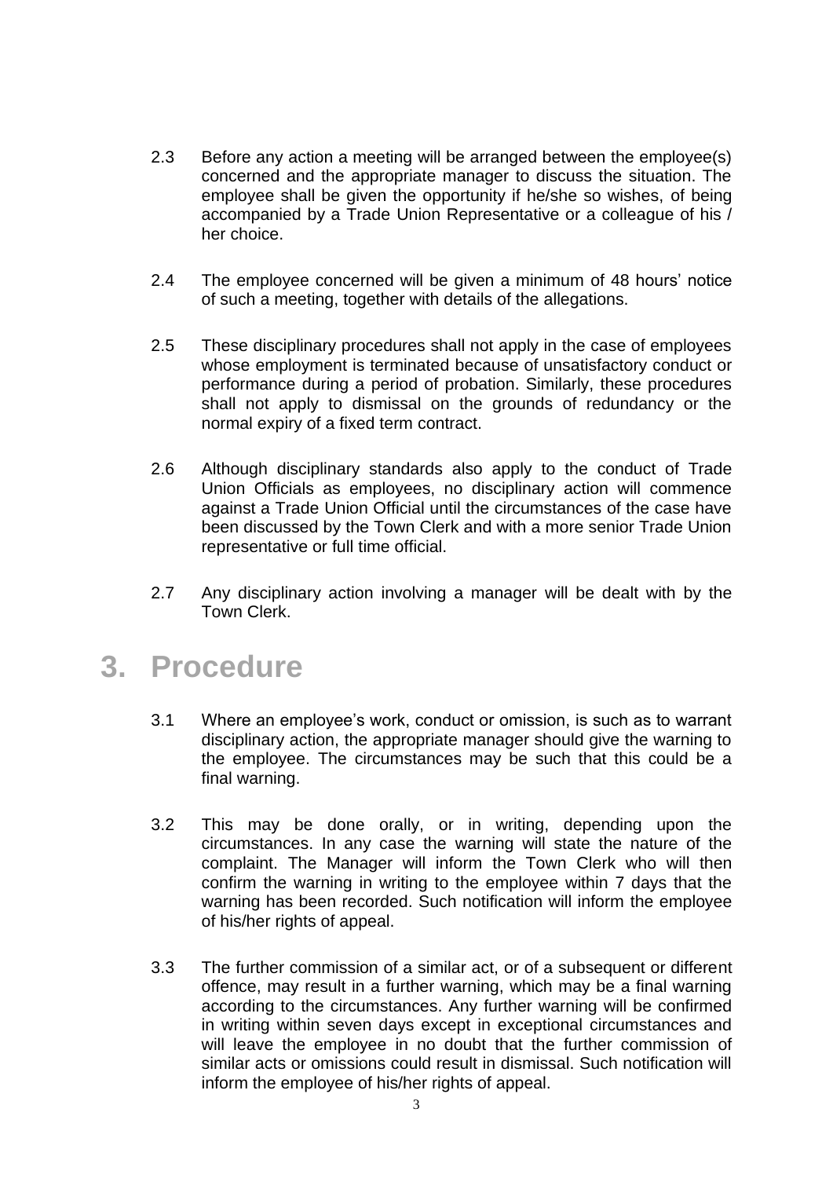2.3 Before any action a meeting will be arranged between the employee(s) concerned and the appropriate manager to discuss the situation. The employee shall be given the opportunity if he/she so wishes, of being accompanied by a Trade Union Representative or a colleague of his / her choice.

2.4 The employee concerned will be given a minimum of 48 hours' notice of such a meeting, together with details of the allegations.

2.5 These disciplinary procedures shall not apply in the case of employees whose employment is terminated because of unsatisfactory conduct or performance during a period of probation. Similarly, these procedures shall not apply to dismissal on the grounds of redundancy or the normal expiry of a fixed term contract.

2.6 Although disciplinary standards also apply to the conduct of Trade Union Officials as employees, no disciplinary action will commence against a Trade Union Official until the circumstances of the case have been discussed by the Town Clerk and with a more senior Trade Union representative or full time official.

2.7 Any disciplinary action involving a manager will be dealt with by the Town Clerk.

# 3. Procedure

3.1 Where an employee's work, conduct or omission, is such as to warrant disciplinary action, the appropriate manager should give the warning to the employee. The circumstances may be such that this could be a final warning.

3.2 This may be done orally, or in writing, depending upon the circumstances. In any case the warning will state the nature of the complaint. The Manager will inform the Town Clerk who will then confirm the warning in writing to the employee within 7 days that the warning has been recorded. Such notification will inform the employee of his/her rights of appeal.

3.3 The further commission of a similar act, or of a subsequent or different offence, may result in a further warning, which may be a final warning according to the circumstances. Any further warning will be confirmed in writing within seven days except in exceptional circumstances and will leave the employee in no doubt that the further commission of similar acts or omissions could result in dismissal. Such notification will inform the employee of his/her rights of appeal.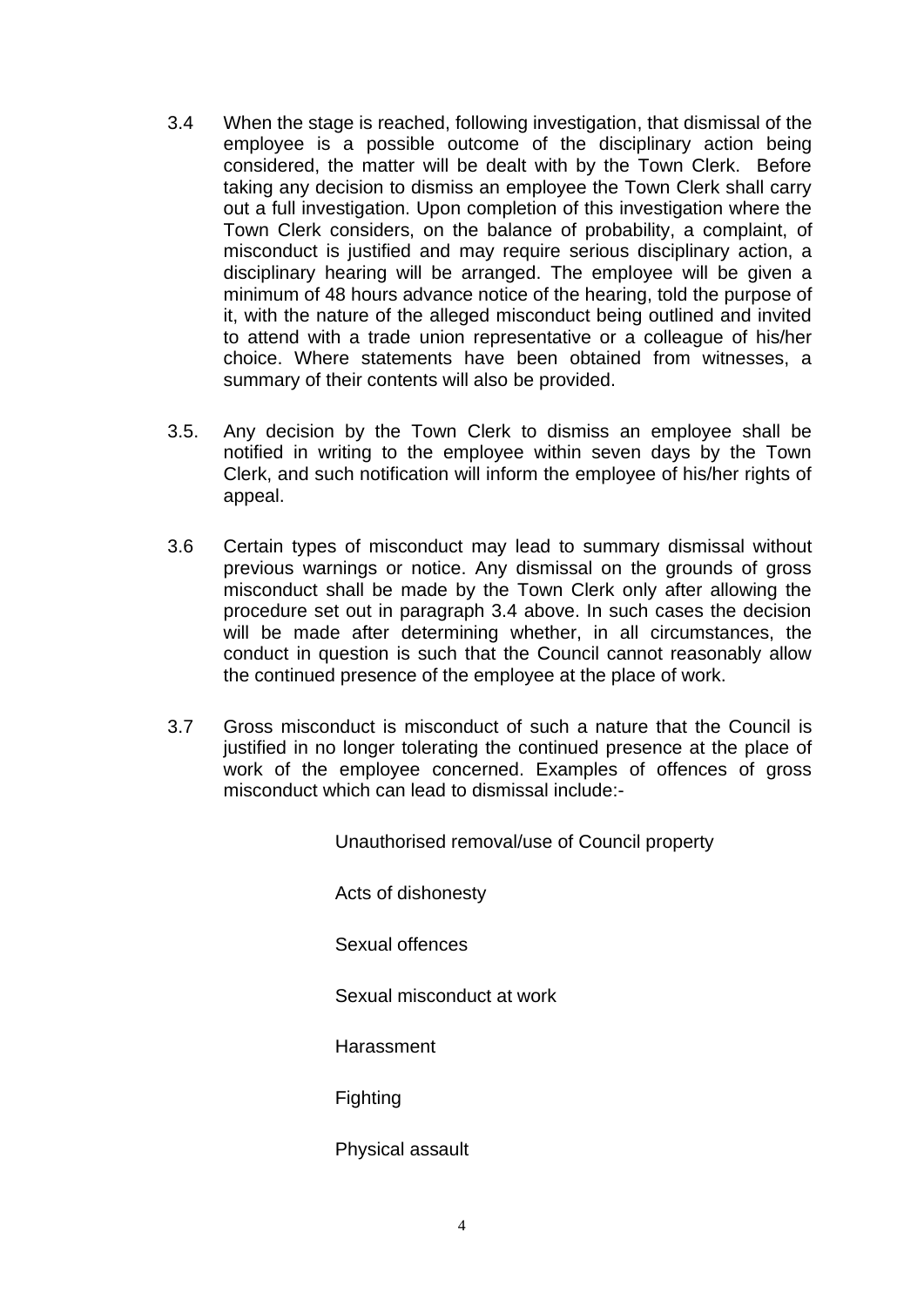3.4 When the stage is reached, following investigation, that dismissal of the employee is a possible outcome of the disciplinary action being considered, the matter will be dealt with by the Town Clerk. Before taking any decision to dismiss an employee the Town Clerk shall carry out a full investigation. Upon completion of this investigation where the Town Clerk considers, on the balance of probability, a complaint, of misconduct is justified and may require serious disciplinary action, a disciplinary hearing will be arranged. The employee will be given a minimum of 48 hours advance notice of the hearing, told the purpose of it, with the nature of the alleged misconduct being outlined and invited to attend with a trade union representative or a colleague of his/her choice. Where statements have been obtained from witnesses, a summary of their contents will also be provided.

3.5. Any decision by the Town Clerk to dismiss an employee shall be notified in writing to the employee within seven days by the Town Clerk, and such notification will inform the employee of his/her rights of appeal.

3.6 Certain types of misconduct may lead to summary dismissal without previous warnings or notice. Any dismissal on the grounds of gross misconduct shall be made by the Town Clerk only after allowing the procedure set out in paragraph 3.4 above. In such cases the decision will be made after determining whether, in all circumstances, the conduct in question is such that the Council cannot reasonably allow the continued presence of the employee at the place of work.

3.7 Gross misconduct is misconduct of such a nature that the Council is justified in no longer tolerating the continued presence at the place of work of the employee concerned. Examples of offences of gross misconduct which can lead to dismissal include:-

Unauthorised removal/use of Council property

Acts of dishonesty

Sexual offences

Sexual misconduct at work

Harassment

Fighting

Physical assault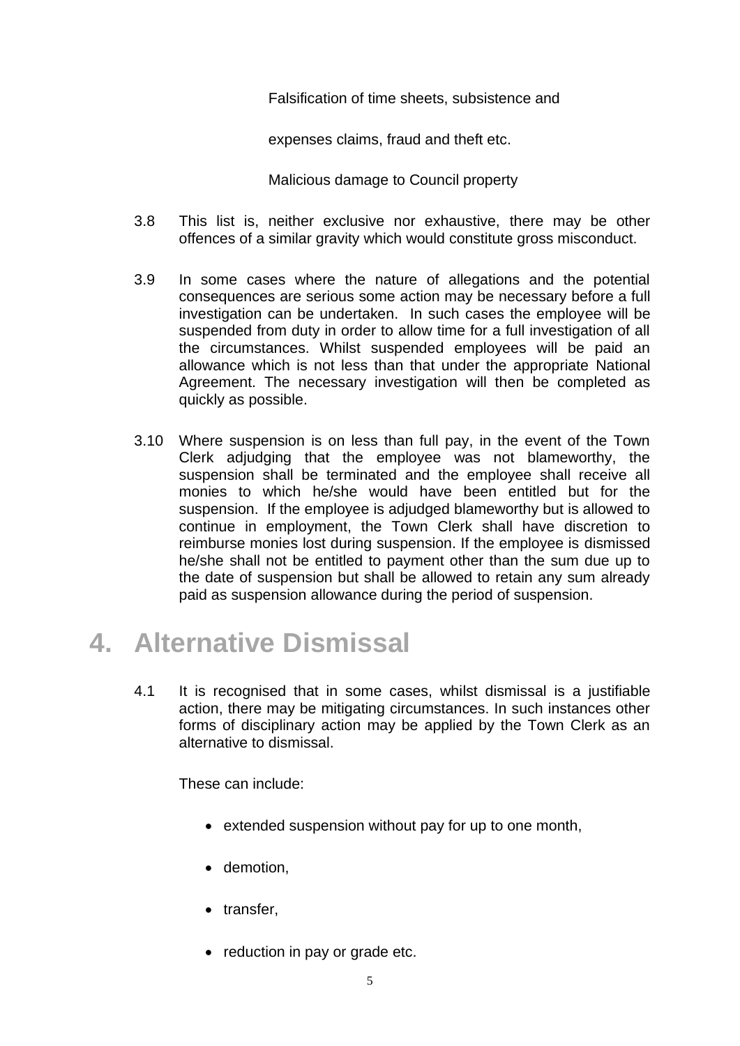Falsification of time sheets, subsistence and

expenses claims, fraud and theft etc.

Malicious damage to Council property

3.8 This list is, neither exclusive nor exhaustive, there may be other offences of a similar gravity which would constitute gross misconduct.

3.9 In some cases where the nature of allegations and the potential consequences are serious some action may be necessary before a full investigation can be undertaken. In such cases the employee will be suspended from duty in order to allow time for a full investigation of all the circumstances. Whilst suspended employees will be paid an allowance which is not less than that under the appropriate National Agreement. The necessary investigation will then be completed as quickly as possible.

3.10 Where suspension is on less than full pay, in the event of the Town Clerk adjudging that the employee was not blameworthy, the suspension shall be terminated and the employee shall receive all monies to which he/she would have been entitled but for the suspension. If the employee is adjudged blameworthy but is allowed to continue in employment, the Town Clerk shall have discretion to reimburse monies lost during suspension. If the employee is dismissed he/she shall not be entitled to payment other than the sum due up to the date of suspension but shall be allowed to retain any sum already paid as suspension allowance during the period of suspension.

# 4. Alternative Dismissal

4.1 It is recognised that in some cases, whilst dismissal is a justifiable action, there may be mitigating circumstances. In such instances other forms of disciplinary action may be applied by the Town Clerk as an alternative to dismissal.

These can include:

- extended suspension without pay for up to one month,
- demotion,
- transfer,
- reduction in pay or grade etc.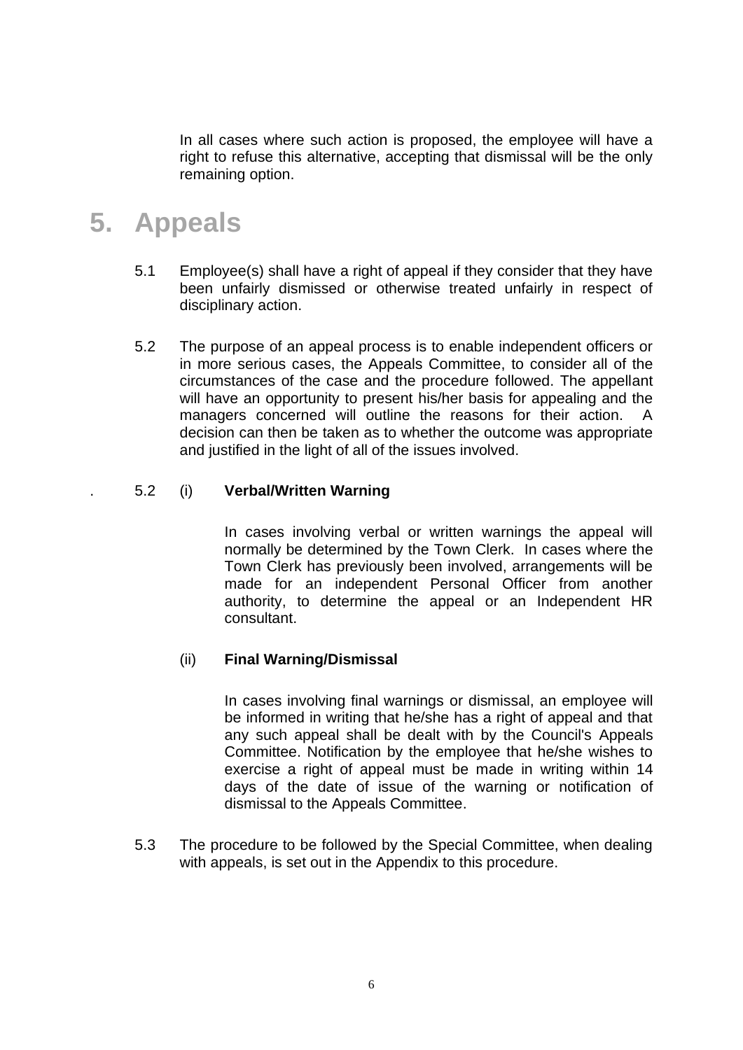In all cases where such action is proposed, the employee will have a right to refuse this alternative, accepting that dismissal will be the only remaining option.

# 5. Appeals

5.1 Employee(s) shall have a right of appeal if they consider that they have been unfairly dismissed or otherwise treated unfairly in respect of disciplinary action.

5.2 The purpose of an appeal process is to enable independent officers or in more serious cases, the Appeals Committee, to consider all of the circumstances of the case and the procedure followed. The appellant will have an opportunity to present his/her basis for appealing and the managers concerned will outline the reasons for their action. A decision can then be taken as to whether the outcome was appropriate and justified in the light of all of the issues involved.

. 5.2 (i) **Verbal/Written Warning**

In cases involving verbal or written warnings the appeal will normally be determined by the Town Clerk. In cases where the Town Clerk has previously been involved, arrangements will be made for an independent Personal Officer from another authority, to determine the appeal or an Independent HR consultant.

(ii) **Final Warning/Dismissal**

In cases involving final warnings or dismissal, an employee will be informed in writing that he/she has a right of appeal and that any such appeal shall be dealt with by the Council's Appeals Committee. Notification by the employee that he/she wishes to exercise a right of appeal must be made in writing within 14 days of the date of issue of the warning or notification of dismissal to the Appeals Committee.

5.3 The procedure to be followed by the Special Committee, when dealing with appeals, is set out in the Appendix to this procedure.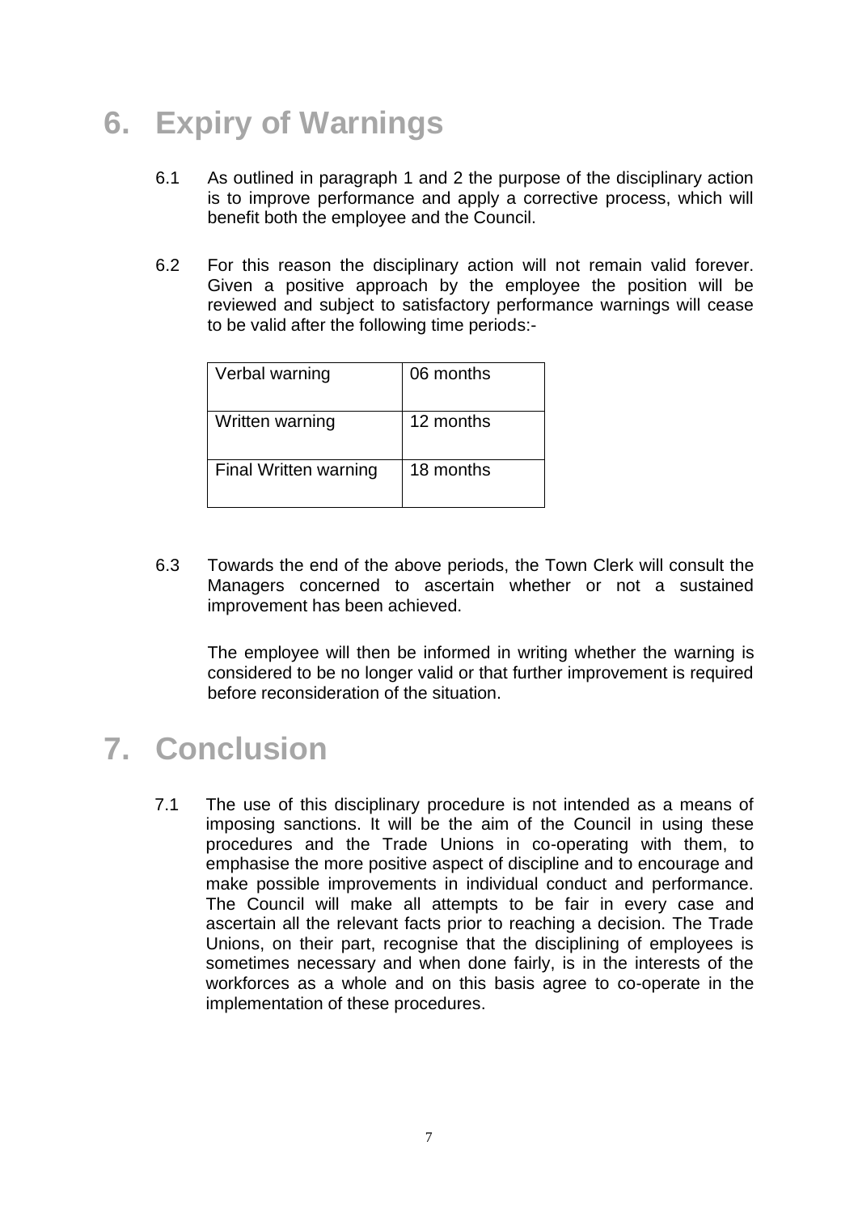# 6. Expiry of Warnings

6.1 As outlined in paragraph 1 and 2 the purpose of the disciplinary action is to improve performance and apply a corrective process, which will benefit both the employee and the Council.

6.2 For this reason the disciplinary action will not remain valid forever. Given a positive approach by the employee the position will be reviewed and subject to satisfactory performance warnings will cease to be valid after the following time periods:-

| Verbal warning | 06 months |
|---|---|
| Written warning | 12 months |
| Final Written warning | 18 months |

6.3 Towards the end of the above periods, the Town Clerk will consult the Managers concerned to ascertain whether or not a sustained improvement has been achieved.

The employee will then be informed in writing whether the warning is considered to be no longer valid or that further improvement is required before reconsideration of the situation.

# 7. Conclusion

7.1 The use of this disciplinary procedure is not intended as a means of imposing sanctions. It will be the aim of the Council in using these procedures and the Trade Unions in co-operating with them, to emphasise the more positive aspect of discipline and to encourage and make possible improvements in individual conduct and performance. The Council will make all attempts to be fair in every case and ascertain all the relevant facts prior to reaching a decision. The Trade Unions, on their part, recognise that the disciplining of employees is sometimes necessary and when done fairly, is in the interests of the workforces as a whole and on this basis agree to co-operate in the implementation of these procedures.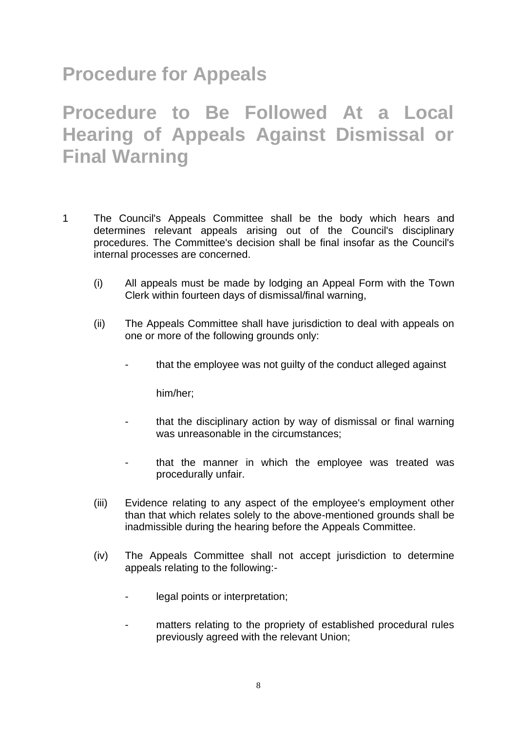# Procedure for Appeals

# Procedure to Be Followed At a Local Hearing of Appeals Against Dismissal or Final Warning

1 The Council's Appeals Committee shall be the body which hears and determines relevant appeals arising out of the Council's disciplinary procedures. The Committee's decision shall be final insofar as the Council's internal processes are concerned.

(i) All appeals must be made by lodging an Appeal Form with the Town Clerk within fourteen days of dismissal/final warning,

(ii) The Appeals Committee shall have jurisdiction to deal with appeals on one or more of the following grounds only:

- that the employee was not guilty of the conduct alleged against him/her;
- that the disciplinary action by way of dismissal or final warning was unreasonable in the circumstances;
- that the manner in which the employee was treated was procedurally unfair.

(iii) Evidence relating to any aspect of the employee's employment other than that which relates solely to the above-mentioned grounds shall be inadmissible during the hearing before the Appeals Committee.

(iv) The Appeals Committee shall not accept jurisdiction to determine appeals relating to the following:-

- legal points or interpretation;
- matters relating to the propriety of established procedural rules previously agreed with the relevant Union;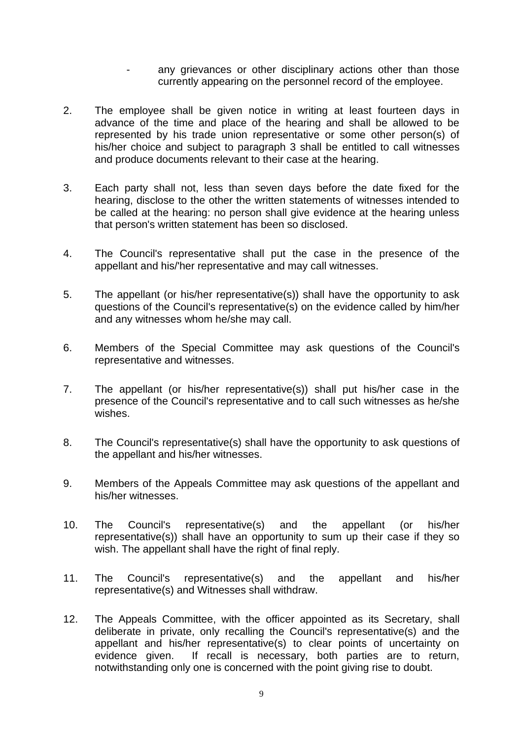- any grievances or other disciplinary actions other than those currently appearing on the personnel record of the employee.

2. The employee shall be given notice in writing at least fourteen days in advance of the time and place of the hearing and shall be allowed to be represented by his trade union representative or some other person(s) of his/her choice and subject to paragraph 3 shall be entitled to call witnesses and produce documents relevant to their case at the hearing.

3. Each party shall not, less than seven days before the date fixed for the hearing, disclose to the other the written statements of witnesses intended to be called at the hearing: no person shall give evidence at the hearing unless that person's written statement has been so disclosed.

4. The Council's representative shall put the case in the presence of the appellant and his/'her representative and may call witnesses.

5. The appellant (or his/her representative(s)) shall have the opportunity to ask questions of the Council's representative(s) on the evidence called by him/her and any witnesses whom he/she may call.

6. Members of the Special Committee may ask questions of the Council's representative and witnesses.

7. The appellant (or his/her representative(s)) shall put his/her case in the presence of the Council's representative and to call such witnesses as he/she wishes.

8. The Council's representative(s) shall have the opportunity to ask questions of the appellant and his/her witnesses.

9. Members of the Appeals Committee may ask questions of the appellant and his/her witnesses.

10. The Council's representative(s) and the appellant (or his/her representative(s)) shall have an opportunity to sum up their case if they so wish. The appellant shall have the right of final reply.

11. The Council's representative(s) and the appellant and his/her representative(s) and Witnesses shall withdraw.

12. The Appeals Committee, with the officer appointed as its Secretary, shall deliberate in private, only recalling the Council's representative(s) and the appellant and his/her representative(s) to clear points of uncertainty on evidence given. If recall is necessary, both parties are to return, notwithstanding only one is concerned with the point giving rise to doubt.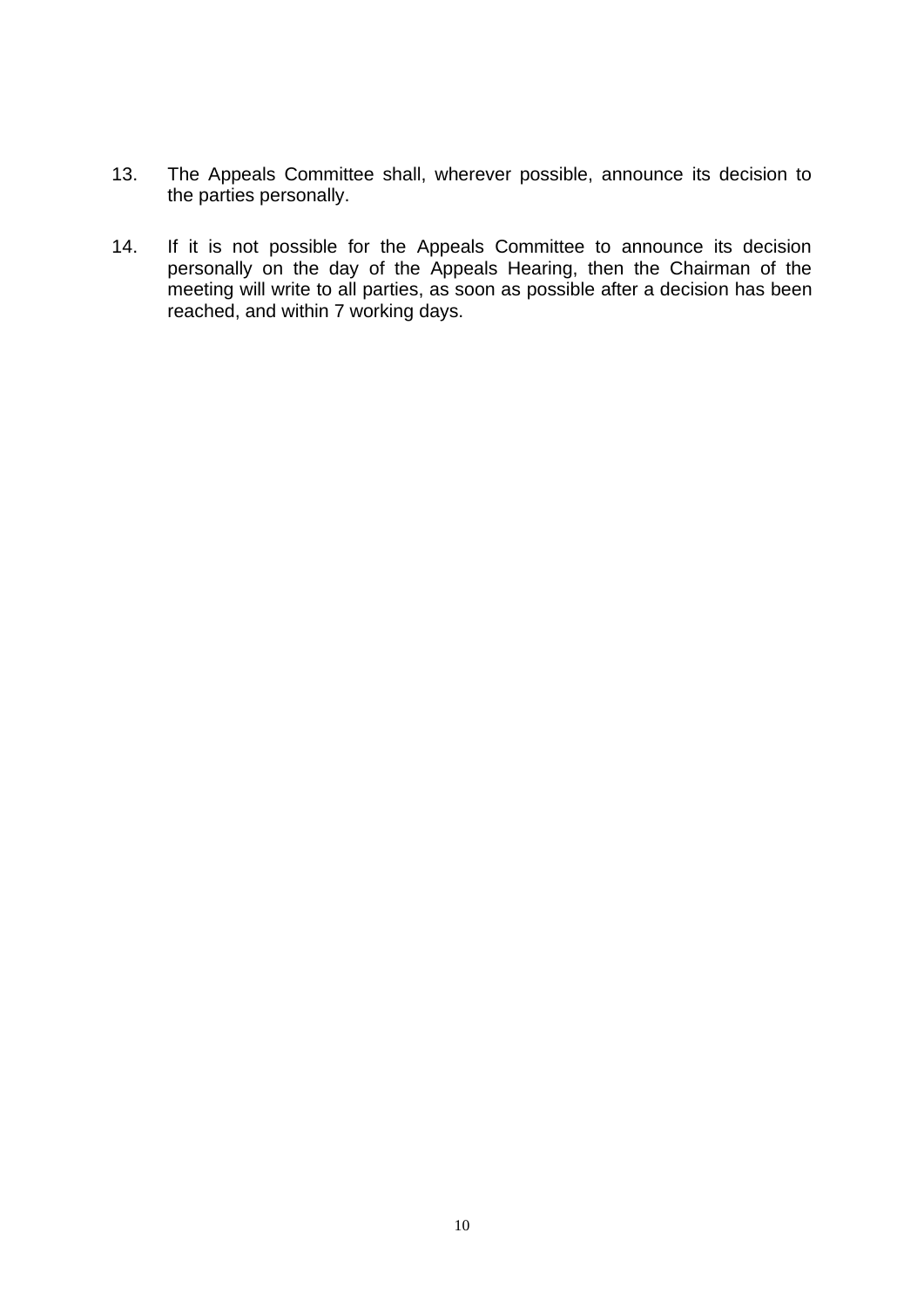13. The Appeals Committee shall, wherever possible, announce its decision to the parties personally.

14. If it is not possible for the Appeals Committee to announce its decision personally on the day of the Appeals Hearing, then the Chairman of the meeting will write to all parties, as soon as possible after a decision has been reached, and within 7 working days.